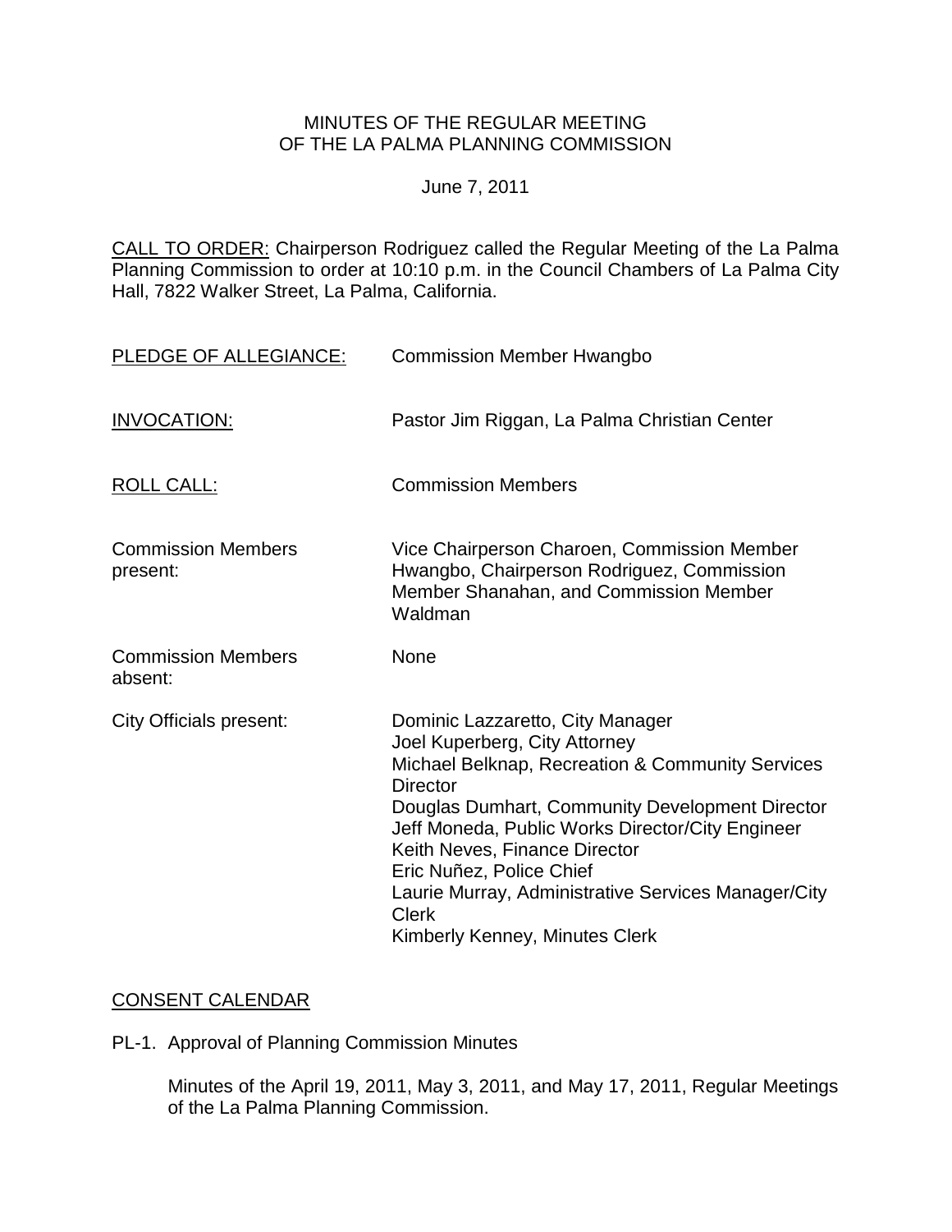MINUTES OF THE REGULAR MEETING
OF THE LA PALMA PLANNING COMMISSION

June 7, 2011

CALL TO ORDER: Chairperson Rodriguez called the Regular Meeting of the La Palma Planning Commission to order at 10:10 p.m. in the Council Chambers of La Palma City Hall, 7822 Walker Street, La Palma, California.

PLEDGE OF ALLEGIANCE: Commission Member Hwangbo

INVOCATION: Pastor Jim Riggan, La Palma Christian Center

ROLL CALL: Commission Members

Commission Members present: Vice Chairperson Charoen, Commission Member Hwangbo, Chairperson Rodriguez, Commission Member Shanahan, and Commission Member Waldman

Commission Members absent: None

City Officials present:
Dominic Lazzaretto, City Manager
Joel Kuperberg, City Attorney
Michael Belknap, Recreation & Community Services Director
Douglas Dumhart, Community Development Director
Jeff Moneda, Public Works Director/City Engineer
Keith Neves, Finance Director
Eric Nuñez, Police Chief
Laurie Murray, Administrative Services Manager/City Clerk
Kimberly Kenney, Minutes Clerk

CONSENT CALENDAR

PL-1. Approval of Planning Commission Minutes

Minutes of the April 19, 2011, May 3, 2011, and May 17, 2011, Regular Meetings of the La Palma Planning Commission.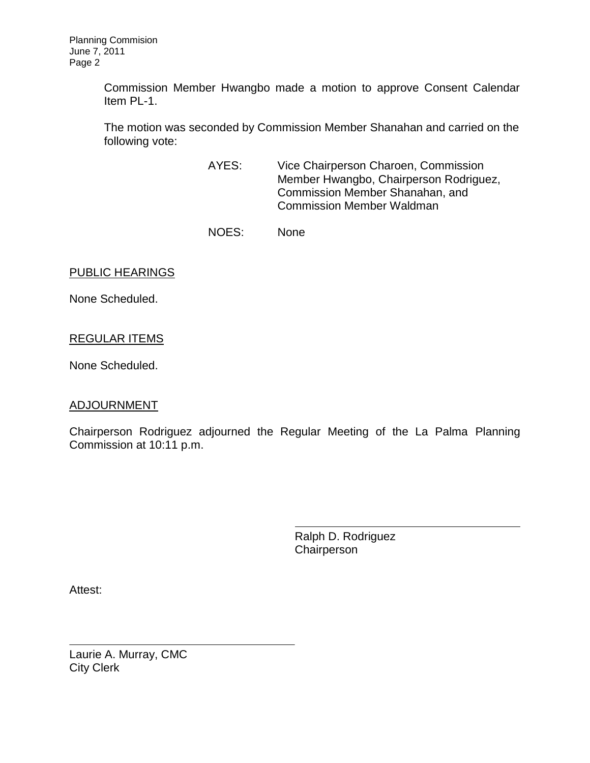Commission Member Hwangbo made a motion to approve Consent Calendar Item PL-1.

The motion was seconded by Commission Member Shanahan and carried on the following vote:

AYES: Vice Chairperson Charoen, Commission Member Hwangbo, Chairperson Rodriguez, Commission Member Shanahan, and Commission Member Waldman

NOES: None

PUBLIC HEARINGS

None Scheduled.

REGULAR ITEMS

None Scheduled.

ADJOURNMENT

Chairperson Rodriguez adjourned the Regular Meeting of the La Palma Planning Commission at 10:11 p.m.

Ralph D. Rodriguez
Chairperson

Attest:

Laurie A. Murray, CMC
City Clerk